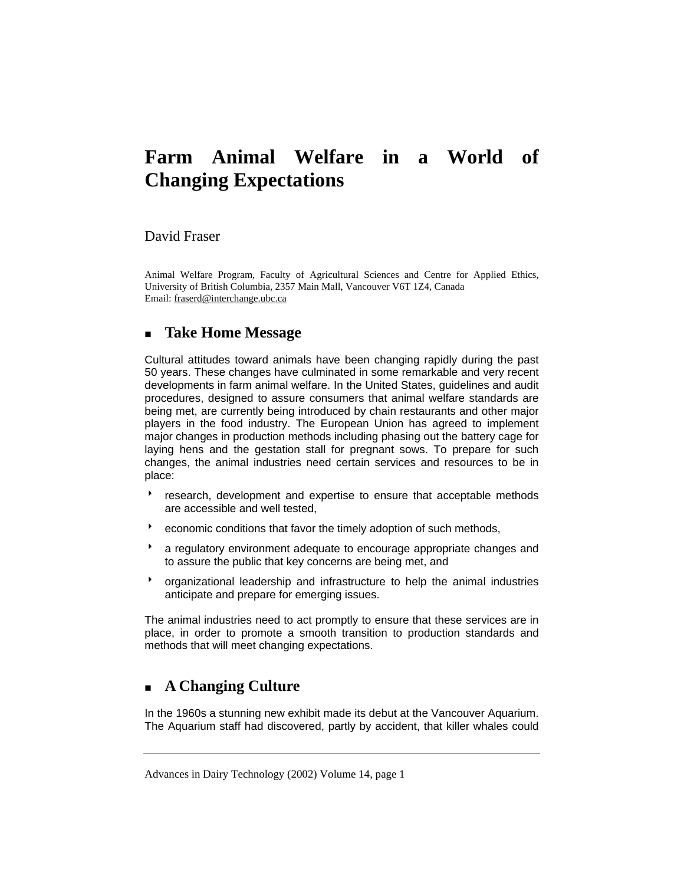# Farm Animal Welfare in a World of Changing Expectations

David Fraser

Animal Welfare Program, Faculty of Agricultural Sciences and Centre for Applied Ethics, University of British Columbia, 2357 Main Mall, Vancouver V6T 1Z4, Canada
Email: fraserd@interchange.ubc.ca

## Take Home Message

Cultural attitudes toward animals have been changing rapidly during the past 50 years. These changes have culminated in some remarkable and very recent developments in farm animal welfare. In the United States, guidelines and audit procedures, designed to assure consumers that animal welfare standards are being met, are currently being introduced by chain restaurants and other major players in the food industry. The European Union has agreed to implement major changes in production methods including phasing out the battery cage for laying hens and the gestation stall for pregnant sows. To prepare for such changes, the animal industries need certain services and resources to be in place:

- research, development and expertise to ensure that acceptable methods are accessible and well tested,
- economic conditions that favor the timely adoption of such methods,
- a regulatory environment adequate to encourage appropriate changes and to assure the public that key concerns are being met, and
- organizational leadership and infrastructure to help the animal industries anticipate and prepare for emerging issues.

The animal industries need to act promptly to ensure that these services are in place, in order to promote a smooth transition to production standards and methods that will meet changing expectations.

## A Changing Culture

In the 1960s a stunning new exhibit made its debut at the Vancouver Aquarium. The Aquarium staff had discovered, partly by accident, that killer whales could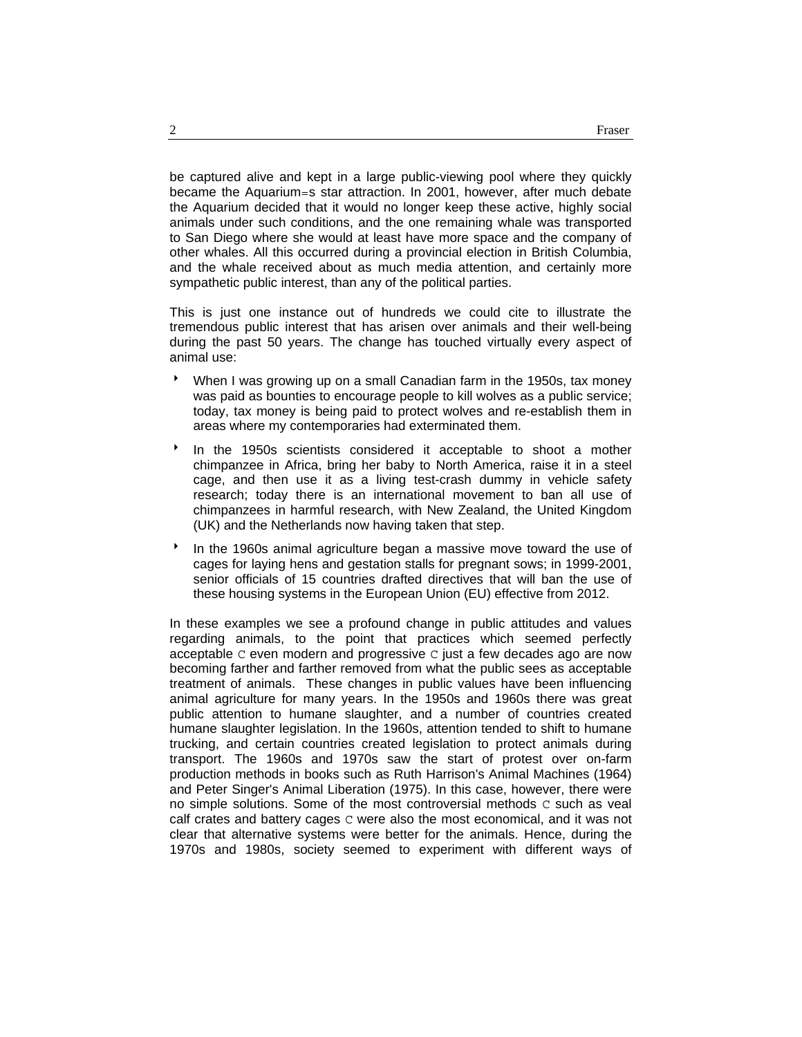be captured alive and kept in a large public-viewing pool where they quickly became the Aquarium=s star attraction. In 2001, however, after much debate the Aquarium decided that it would no longer keep these active, highly social animals under such conditions, and the one remaining whale was transported to San Diego where she would at least have more space and the company of other whales. All this occurred during a provincial election in British Columbia, and the whale received about as much media attention, and certainly more sympathetic public interest, than any of the political parties.

This is just one instance out of hundreds we could cite to illustrate the tremendous public interest that has arisen over animals and their well-being during the past 50 years. The change has touched virtually every aspect of animal use:

- When I was growing up on a small Canadian farm in the 1950s, tax money was paid as bounties to encourage people to kill wolves as a public service; today, tax money is being paid to protect wolves and re-establish them in areas where my contemporaries had exterminated them.
- In the 1950s scientists considered it acceptable to shoot a mother chimpanzee in Africa, bring her baby to North America, raise it in a steel cage, and then use it as a living test-crash dummy in vehicle safety research; today there is an international movement to ban all use of chimpanzees in harmful research, with New Zealand, the United Kingdom (UK) and the Netherlands now having taken that step.
- In the 1960s animal agriculture began a massive move toward the use of cages for laying hens and gestation stalls for pregnant sows; in 1999-2001, senior officials of 15 countries drafted directives that will ban the use of these housing systems in the European Union (EU) effective from 2012.

In these examples we see a profound change in public attitudes and values regarding animals, to the point that practices which seemed perfectly acceptable C even modern and progressive C just a few decades ago are now becoming farther and farther removed from what the public sees as acceptable treatment of animals. These changes in public values have been influencing animal agriculture for many years. In the 1950s and 1960s there was great public attention to humane slaughter, and a number of countries created humane slaughter legislation. In the 1960s, attention tended to shift to humane trucking, and certain countries created legislation to protect animals during transport. The 1960s and 1970s saw the start of protest over on-farm production methods in books such as Ruth Harrison's Animal Machines (1964) and Peter Singer's Animal Liberation (1975). In this case, however, there were no simple solutions. Some of the most controversial methods C such as veal calf crates and battery cages C were also the most economical, and it was not clear that alternative systems were better for the animals. Hence, during the 1970s and 1980s, society seemed to experiment with different ways of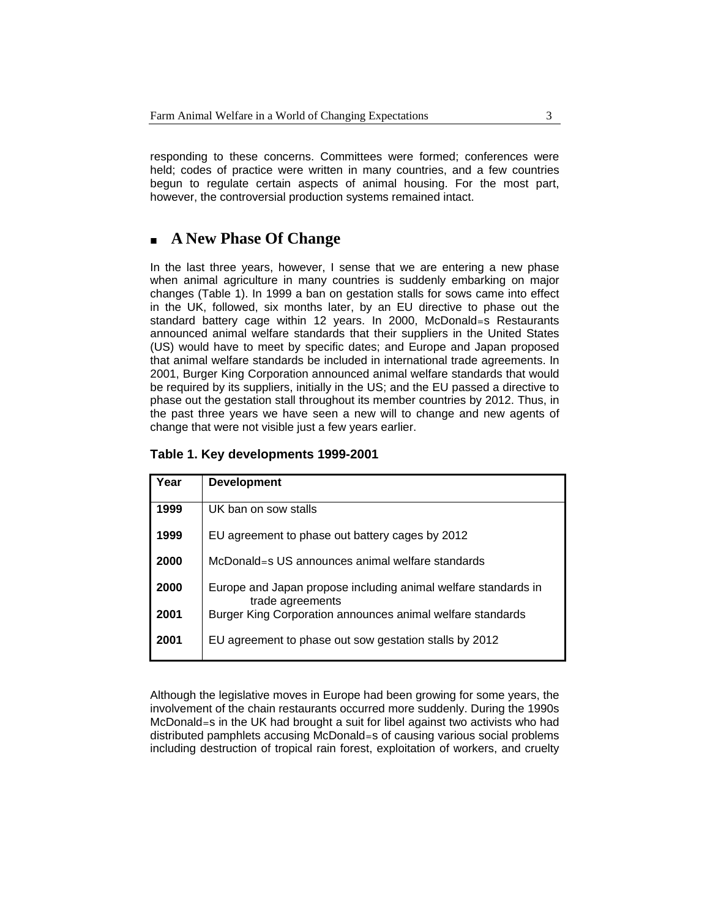responding to these concerns. Committees were formed; conferences were held; codes of practice were written in many countries, and a few countries begun to regulate certain aspects of animal housing. For the most part, however, the controversial production systems remained intact.

## A New Phase Of Change

In the last three years, however, I sense that we are entering a new phase when animal agriculture in many countries is suddenly embarking on major changes (Table 1). In 1999 a ban on gestation stalls for sows came into effect in the UK, followed, six months later, by an EU directive to phase out the standard battery cage within 12 years. In 2000, McDonald=s Restaurants announced animal welfare standards that their suppliers in the United States (US) would have to meet by specific dates; and Europe and Japan proposed that animal welfare standards be included in international trade agreements. In 2001, Burger King Corporation announced animal welfare standards that would be required by its suppliers, initially in the US; and the EU passed a directive to phase out the gestation stall throughout its member countries by 2012. Thus, in the past three years we have seen a new will to change and new agents of change that were not visible just a few years earlier.

**Table 1. Key developments 1999-2001**

| Year | Development |
|---|---|
| **1999** | UK ban on sow stalls |
| **1999** | EU agreement to phase out battery cages by 2012 |
| **2000** | McDonald=s US announces animal welfare standards |
| **2000** | Europe and Japan propose including animal welfare standards in trade agreements |
| **2001** | Burger King Corporation announces animal welfare standards |
| **2001** | EU agreement to phase out sow gestation stalls by 2012 |

Although the legislative moves in Europe had been growing for some years, the involvement of the chain restaurants occurred more suddenly. During the 1990s McDonald=s in the UK had brought a suit for libel against two activists who had distributed pamphlets accusing McDonald=s of causing various social problems including destruction of tropical rain forest, exploitation of workers, and cruelty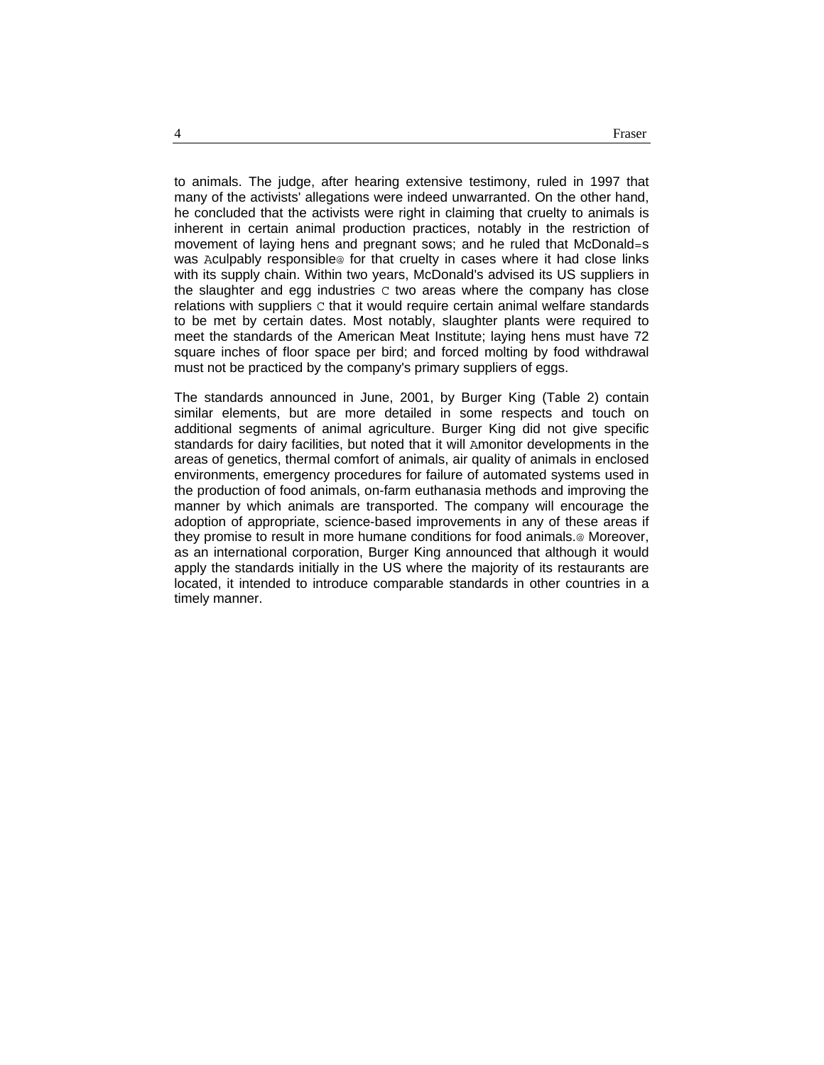to animals. The judge, after hearing extensive testimony, ruled in 1997 that many of the activists' allegations were indeed unwarranted. On the other hand, he concluded that the activists were right in claiming that cruelty to animals is inherent in certain animal production practices, notably in the restriction of movement of laying hens and pregnant sows; and he ruled that McDonald=s was Aculpably responsible@ for that cruelty in cases where it had close links with its supply chain. Within two years, McDonald's advised its US suppliers in the slaughter and egg industries C two areas where the company has close relations with suppliers C that it would require certain animal welfare standards to be met by certain dates. Most notably, slaughter plants were required to meet the standards of the American Meat Institute; laying hens must have 72 square inches of floor space per bird; and forced molting by food withdrawal must not be practiced by the company's primary suppliers of eggs.

The standards announced in June, 2001, by Burger King (Table 2) contain similar elements, but are more detailed in some respects and touch on additional segments of animal agriculture. Burger King did not give specific standards for dairy facilities, but noted that it will Amonitor developments in the areas of genetics, thermal comfort of animals, air quality of animals in enclosed environments, emergency procedures for failure of automated systems used in the production of food animals, on-farm euthanasia methods and improving the manner by which animals are transported. The company will encourage the adoption of appropriate, science-based improvements in any of these areas if they promise to result in more humane conditions for food animals.@ Moreover, as an international corporation, Burger King announced that although it would apply the standards initially in the US where the majority of its restaurants are located, it intended to introduce comparable standards in other countries in a timely manner.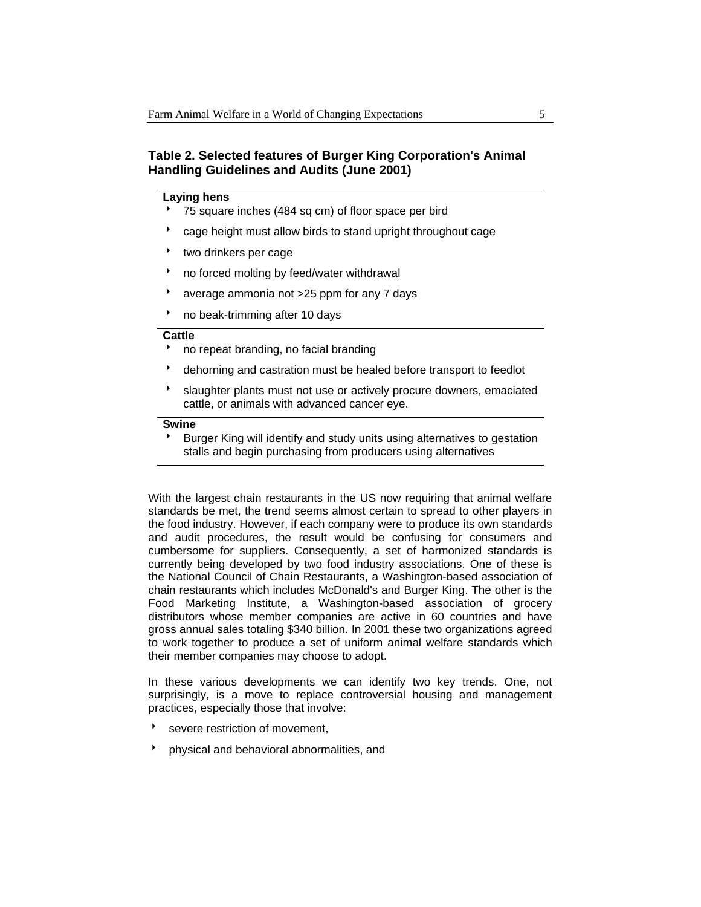**Table 2. Selected features of Burger King Corporation's Animal Handling Guidelines and Audits (June 2001)**

| **Laying hens** |
|---|
| ‣ 75 square inches (484 sq cm) of floor space per bird<br>‣ cage height must allow birds to stand upright throughout cage<br>‣ two drinkers per cage<br>‣ no forced molting by feed/water withdrawal<br>‣ average ammonia not >25 ppm for any 7 days<br>‣ no beak-trimming after 10 days |
| **Cattle** |
| ‣ no repeat branding, no facial branding<br>‣ dehorning and castration must be healed before transport to feedlot<br>‣ slaughter plants must not use or actively procure downers, emaciated cattle, or animals with advanced cancer eye. |
| **Swine** |
| ‣ Burger King will identify and study units using alternatives to gestation stalls and begin purchasing from producers using alternatives |

With the largest chain restaurants in the US now requiring that animal welfare standards be met, the trend seems almost certain to spread to other players in the food industry. However, if each company were to produce its own standards and audit procedures, the result would be confusing for consumers and cumbersome for suppliers. Consequently, a set of harmonized standards is currently being developed by two food industry associations. One of these is the National Council of Chain Restaurants, a Washington-based association of chain restaurants which includes McDonald's and Burger King. The other is the Food Marketing Institute, a Washington-based association of grocery distributors whose member companies are active in 60 countries and have gross annual sales totaling $340 billion. In 2001 these two organizations agreed to work together to produce a set of uniform animal welfare standards which their member companies may choose to adopt.

In these various developments we can identify two key trends. One, not surprisingly, is a move to replace controversial housing and management practices, especially those that involve:

- severe restriction of movement,
- physical and behavioral abnormalities, and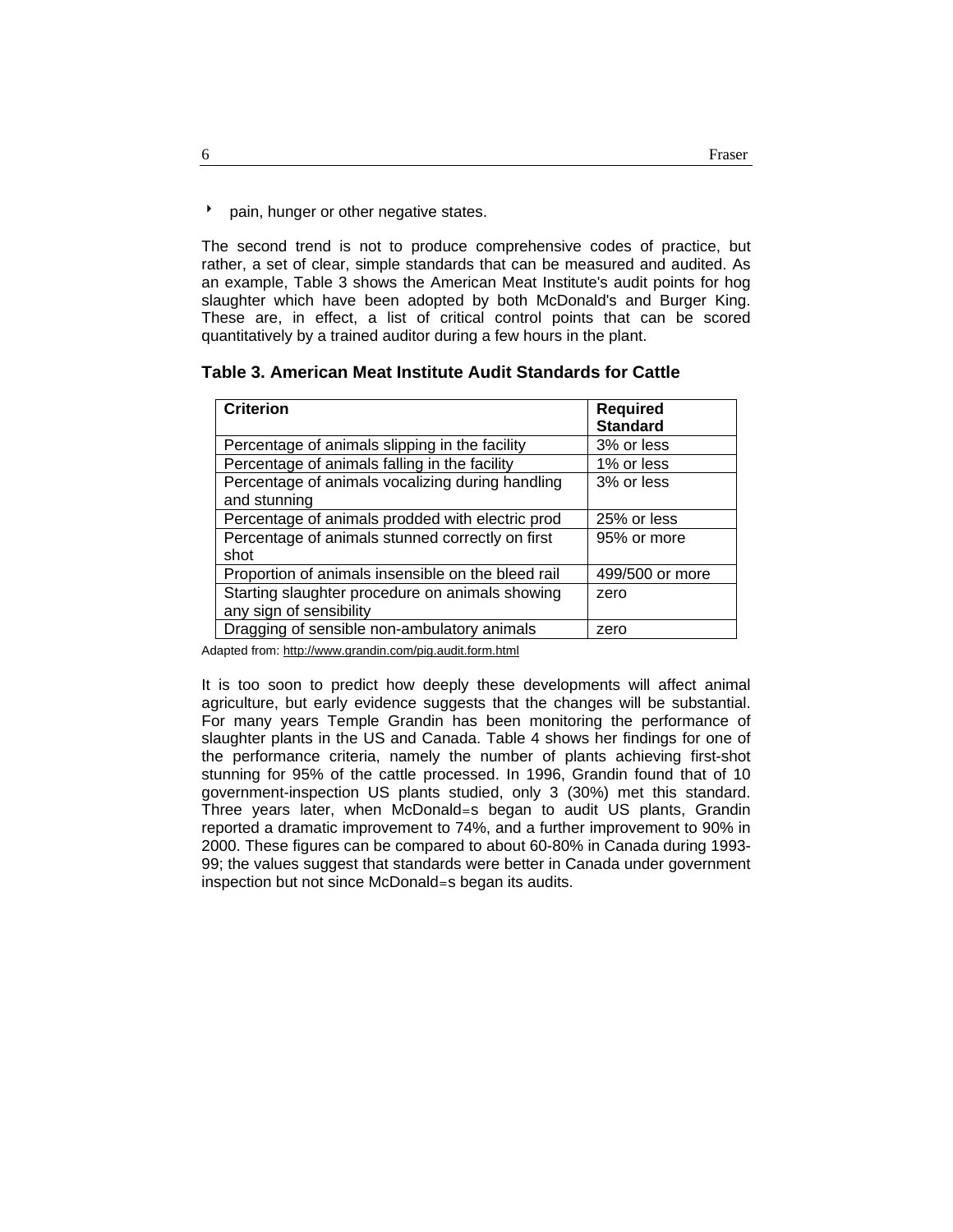- pain, hunger or other negative states.

The second trend is not to produce comprehensive codes of practice, but rather, a set of clear, simple standards that can be measured and audited. As an example, Table 3 shows the American Meat Institute's audit points for hog slaughter which have been adopted by both McDonald's and Burger King. These are, in effect, a list of critical control points that can be scored quantitatively by a trained auditor during a few hours in the plant.

**Table 3. American Meat Institute Audit Standards for Cattle**

| Criterion | Required Standard |
|---|---|
| Percentage of animals slipping in the facility | 3% or less |
| Percentage of animals falling in the facility | 1% or less |
| Percentage of animals vocalizing during handling and stunning | 3% or less |
| Percentage of animals prodded with electric prod | 25% or less |
| Percentage of animals stunned correctly on first shot | 95% or more |
| Proportion of animals insensible on the bleed rail | 499/500 or more |
| Starting slaughter procedure on animals showing any sign of sensibility | zero |
| Dragging of sensible non-ambulatory animals | zero |

Adapted from: http://www.grandin.com/pig.audit.form.html

It is too soon to predict how deeply these developments will affect animal agriculture, but early evidence suggests that the changes will be substantial. For many years Temple Grandin has been monitoring the performance of slaughter plants in the US and Canada. Table 4 shows her findings for one of the performance criteria, namely the number of plants achieving first-shot stunning for 95% of the cattle processed. In 1996, Grandin found that of 10 government-inspection US plants studied, only 3 (30%) met this standard. Three years later, when McDonald=s began to audit US plants, Grandin reported a dramatic improvement to 74%, and a further improvement to 90% in 2000. These figures can be compared to about 60-80% in Canada during 1993-99; the values suggest that standards were better in Canada under government inspection but not since McDonald=s began its audits.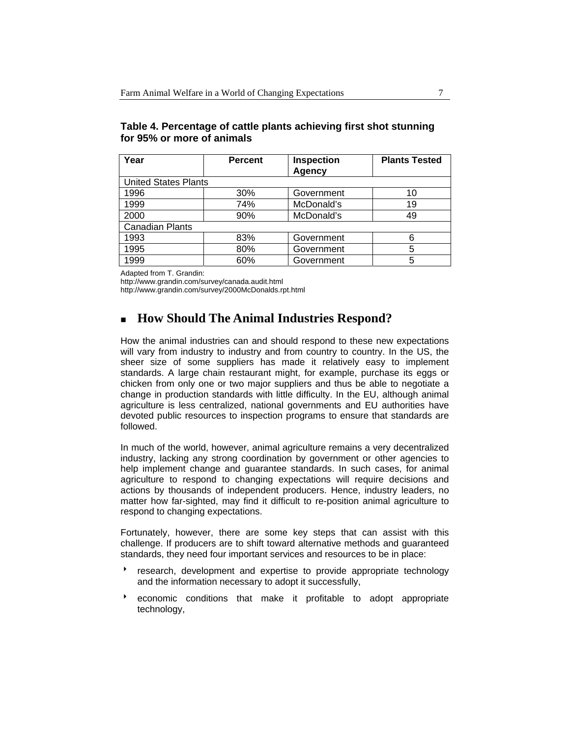**Table 4. Percentage of cattle plants achieving first shot stunning for 95% or more of animals**

| Year | Percent | Inspection Agency | Plants Tested |
|---|---|---|---|
| United States Plants | | | |
| 1996 | 30% | Government | 10 |
| 1999 | 74% | McDonald's | 19 |
| 2000 | 90% | McDonald's | 49 |
| Canadian Plants | | | |
| 1993 | 83% | Government | 6 |
| 1995 | 80% | Government | 5 |
| 1999 | 60% | Government | 5 |

Adapted from T. Grandin:
http://www.grandin.com/survey/canada.audit.html
http://www.grandin.com/survey/2000McDonalds.rpt.html

## How Should The Animal Industries Respond?

How the animal industries can and should respond to these new expectations will vary from industry to industry and from country to country. In the US, the sheer size of some suppliers has made it relatively easy to implement standards. A large chain restaurant might, for example, purchase its eggs or chicken from only one or two major suppliers and thus be able to negotiate a change in production standards with little difficulty. In the EU, although animal agriculture is less centralized, national governments and EU authorities have devoted public resources to inspection programs to ensure that standards are followed.

In much of the world, however, animal agriculture remains a very decentralized industry, lacking any strong coordination by government or other agencies to help implement change and guarantee standards. In such cases, for animal agriculture to respond to changing expectations will require decisions and actions by thousands of independent producers. Hence, industry leaders, no matter how far-sighted, may find it difficult to re-position animal agriculture to respond to changing expectations.

Fortunately, however, there are some key steps that can assist with this challenge. If producers are to shift toward alternative methods and guaranteed standards, they need four important services and resources to be in place:

- research, development and expertise to provide appropriate technology and the information necessary to adopt it successfully,
- economic conditions that make it profitable to adopt appropriate technology,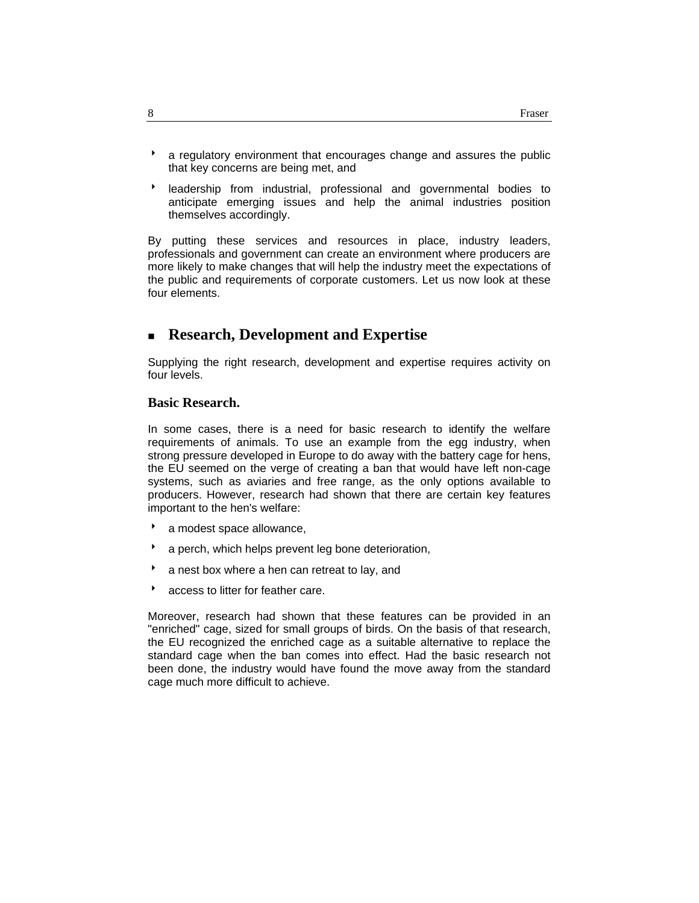- a regulatory environment that encourages change and assures the public that key concerns are being met, and
- leadership from industrial, professional and governmental bodies to anticipate emerging issues and help the animal industries position themselves accordingly.

By putting these services and resources in place, industry leaders, professionals and government can create an environment where producers are more likely to make changes that will help the industry meet the expectations of the public and requirements of corporate customers. Let us now look at these four elements.

## Research, Development and Expertise

Supplying the right research, development and expertise requires activity on four levels.

### Basic Research.

In some cases, there is a need for basic research to identify the welfare requirements of animals. To use an example from the egg industry, when strong pressure developed in Europe to do away with the battery cage for hens, the EU seemed on the verge of creating a ban that would have left non-cage systems, such as aviaries and free range, as the only options available to producers. However, research had shown that there are certain key features important to the hen's welfare:

- a modest space allowance,
- a perch, which helps prevent leg bone deterioration,
- a nest box where a hen can retreat to lay, and
- access to litter for feather care.

Moreover, research had shown that these features can be provided in an "enriched" cage, sized for small groups of birds. On the basis of that research, the EU recognized the enriched cage as a suitable alternative to replace the standard cage when the ban comes into effect. Had the basic research not been done, the industry would have found the move away from the standard cage much more difficult to achieve.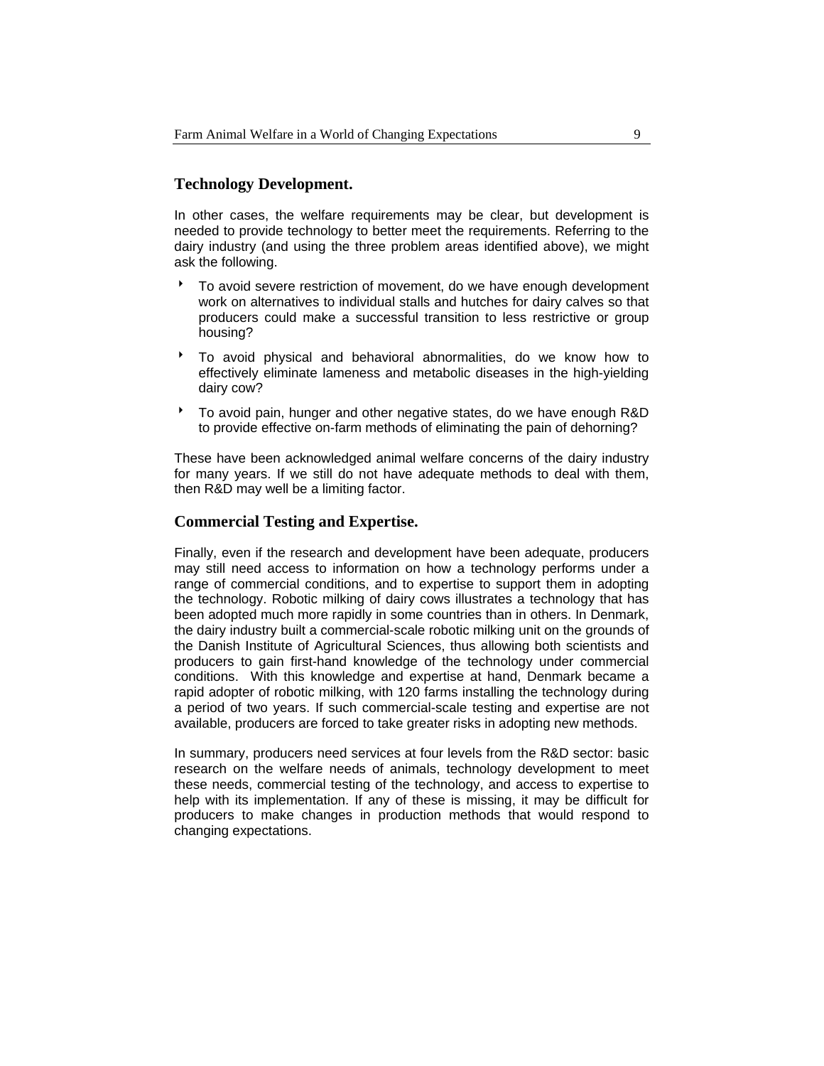### Technology Development.

In other cases, the welfare requirements may be clear, but development is needed to provide technology to better meet the requirements. Referring to the dairy industry (and using the three problem areas identified above), we might ask the following.

- To avoid severe restriction of movement, do we have enough development work on alternatives to individual stalls and hutches for dairy calves so that producers could make a successful transition to less restrictive or group housing?
- To avoid physical and behavioral abnormalities, do we know how to effectively eliminate lameness and metabolic diseases in the high-yielding dairy cow?
- To avoid pain, hunger and other negative states, do we have enough R&D to provide effective on-farm methods of eliminating the pain of dehorning?

These have been acknowledged animal welfare concerns of the dairy industry for many years. If we still do not have adequate methods to deal with them, then R&D may well be a limiting factor.

### Commercial Testing and Expertise.

Finally, even if the research and development have been adequate, producers may still need access to information on how a technology performs under a range of commercial conditions, and to expertise to support them in adopting the technology. Robotic milking of dairy cows illustrates a technology that has been adopted much more rapidly in some countries than in others. In Denmark, the dairy industry built a commercial-scale robotic milking unit on the grounds of the Danish Institute of Agricultural Sciences, thus allowing both scientists and producers to gain first-hand knowledge of the technology under commercial conditions. With this knowledge and expertise at hand, Denmark became a rapid adopter of robotic milking, with 120 farms installing the technology during a period of two years. If such commercial-scale testing and expertise are not available, producers are forced to take greater risks in adopting new methods.

In summary, producers need services at four levels from the R&D sector: basic research on the welfare needs of animals, technology development to meet these needs, commercial testing of the technology, and access to expertise to help with its implementation. If any of these is missing, it may be difficult for producers to make changes in production methods that would respond to changing expectations.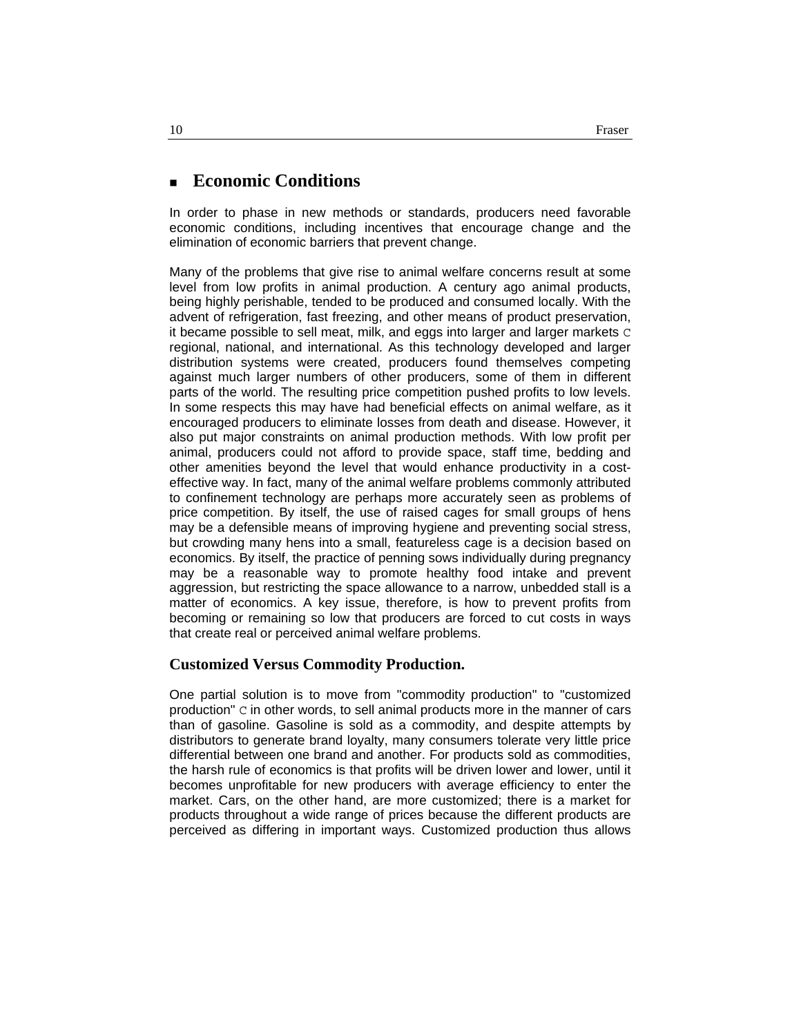## Economic Conditions

In order to phase in new methods or standards, producers need favorable economic conditions, including incentives that encourage change and the elimination of economic barriers that prevent change.

Many of the problems that give rise to animal welfare concerns result at some level from low profits in animal production. A century ago animal products, being highly perishable, tended to be produced and consumed locally. With the advent of refrigeration, fast freezing, and other means of product preservation, it became possible to sell meat, milk, and eggs into larger and larger markets C regional, national, and international. As this technology developed and larger distribution systems were created, producers found themselves competing against much larger numbers of other producers, some of them in different parts of the world. The resulting price competition pushed profits to low levels. In some respects this may have had beneficial effects on animal welfare, as it encouraged producers to eliminate losses from death and disease. However, it also put major constraints on animal production methods. With low profit per animal, producers could not afford to provide space, staff time, bedding and other amenities beyond the level that would enhance productivity in a cost-effective way. In fact, many of the animal welfare problems commonly attributed to confinement technology are perhaps more accurately seen as problems of price competition. By itself, the use of raised cages for small groups of hens may be a defensible means of improving hygiene and preventing social stress, but crowding many hens into a small, featureless cage is a decision based on economics. By itself, the practice of penning sows individually during pregnancy may be a reasonable way to promote healthy food intake and prevent aggression, but restricting the space allowance to a narrow, unbedded stall is a matter of economics. A key issue, therefore, is how to prevent profits from becoming or remaining so low that producers are forced to cut costs in ways that create real or perceived animal welfare problems.

### Customized Versus Commodity Production.

One partial solution is to move from "commodity production" to "customized production" C in other words, to sell animal products more in the manner of cars than of gasoline. Gasoline is sold as a commodity, and despite attempts by distributors to generate brand loyalty, many consumers tolerate very little price differential between one brand and another. For products sold as commodities, the harsh rule of economics is that profits will be driven lower and lower, until it becomes unprofitable for new producers with average efficiency to enter the market. Cars, on the other hand, are more customized; there is a market for products throughout a wide range of prices because the different products are perceived as differing in important ways. Customized production thus allows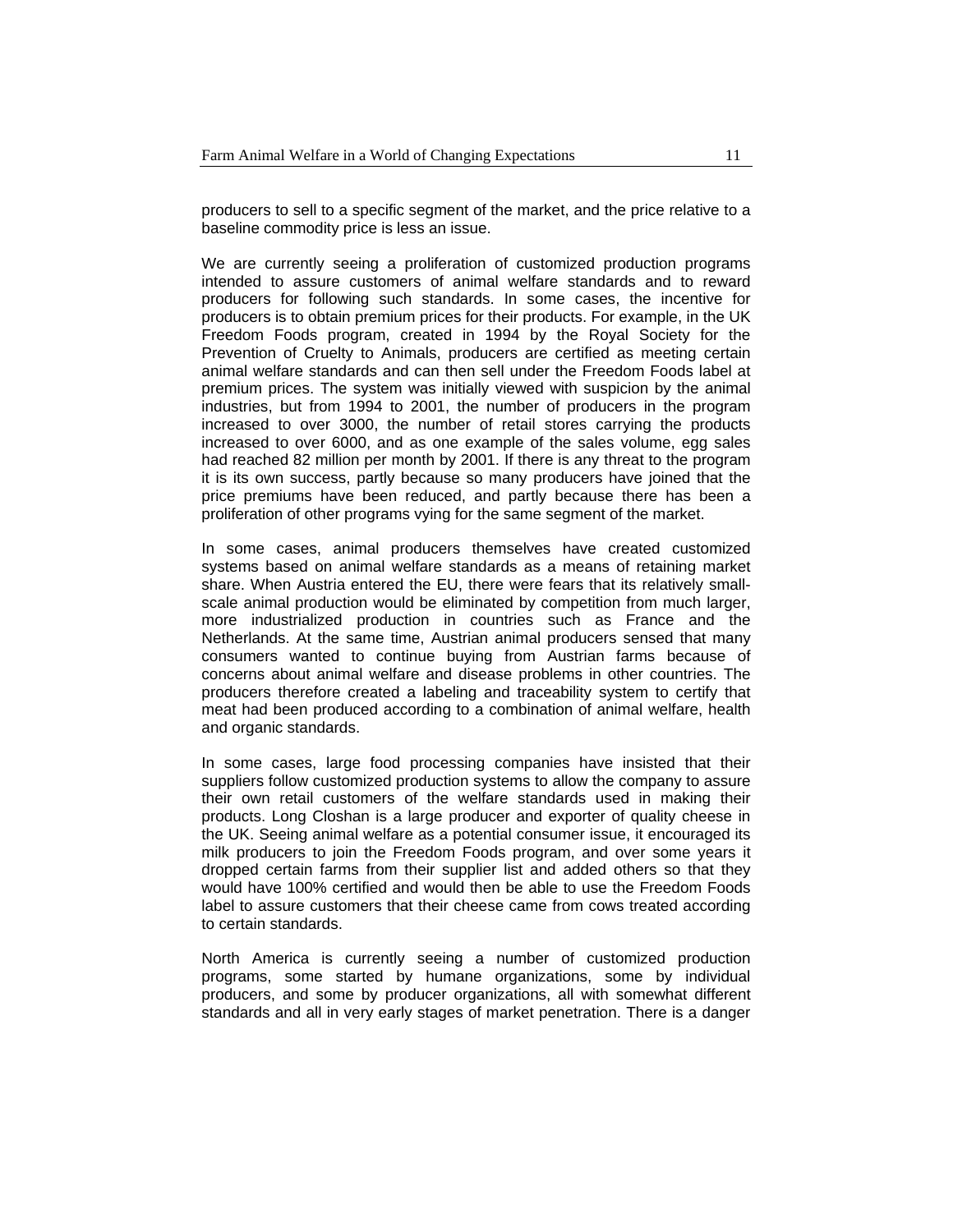producers to sell to a specific segment of the market, and the price relative to a baseline commodity price is less an issue.

We are currently seeing a proliferation of customized production programs intended to assure customers of animal welfare standards and to reward producers for following such standards. In some cases, the incentive for producers is to obtain premium prices for their products. For example, in the UK Freedom Foods program, created in 1994 by the Royal Society for the Prevention of Cruelty to Animals, producers are certified as meeting certain animal welfare standards and can then sell under the Freedom Foods label at premium prices. The system was initially viewed with suspicion by the animal industries, but from 1994 to 2001, the number of producers in the program increased to over 3000, the number of retail stores carrying the products increased to over 6000, and as one example of the sales volume, egg sales had reached 82 million per month by 2001. If there is any threat to the program it is its own success, partly because so many producers have joined that the price premiums have been reduced, and partly because there has been a proliferation of other programs vying for the same segment of the market.

In some cases, animal producers themselves have created customized systems based on animal welfare standards as a means of retaining market share. When Austria entered the EU, there were fears that its relatively small-scale animal production would be eliminated by competition from much larger, more industrialized production in countries such as France and the Netherlands. At the same time, Austrian animal producers sensed that many consumers wanted to continue buying from Austrian farms because of concerns about animal welfare and disease problems in other countries. The producers therefore created a labeling and traceability system to certify that meat had been produced according to a combination of animal welfare, health and organic standards.

In some cases, large food processing companies have insisted that their suppliers follow customized production systems to allow the company to assure their own retail customers of the welfare standards used in making their products. Long Closhan is a large producer and exporter of quality cheese in the UK. Seeing animal welfare as a potential consumer issue, it encouraged its milk producers to join the Freedom Foods program, and over some years it dropped certain farms from their supplier list and added others so that they would have 100% certified and would then be able to use the Freedom Foods label to assure customers that their cheese came from cows treated according to certain standards.

North America is currently seeing a number of customized production programs, some started by humane organizations, some by individual producers, and some by producer organizations, all with somewhat different standards and all in very early stages of market penetration. There is a danger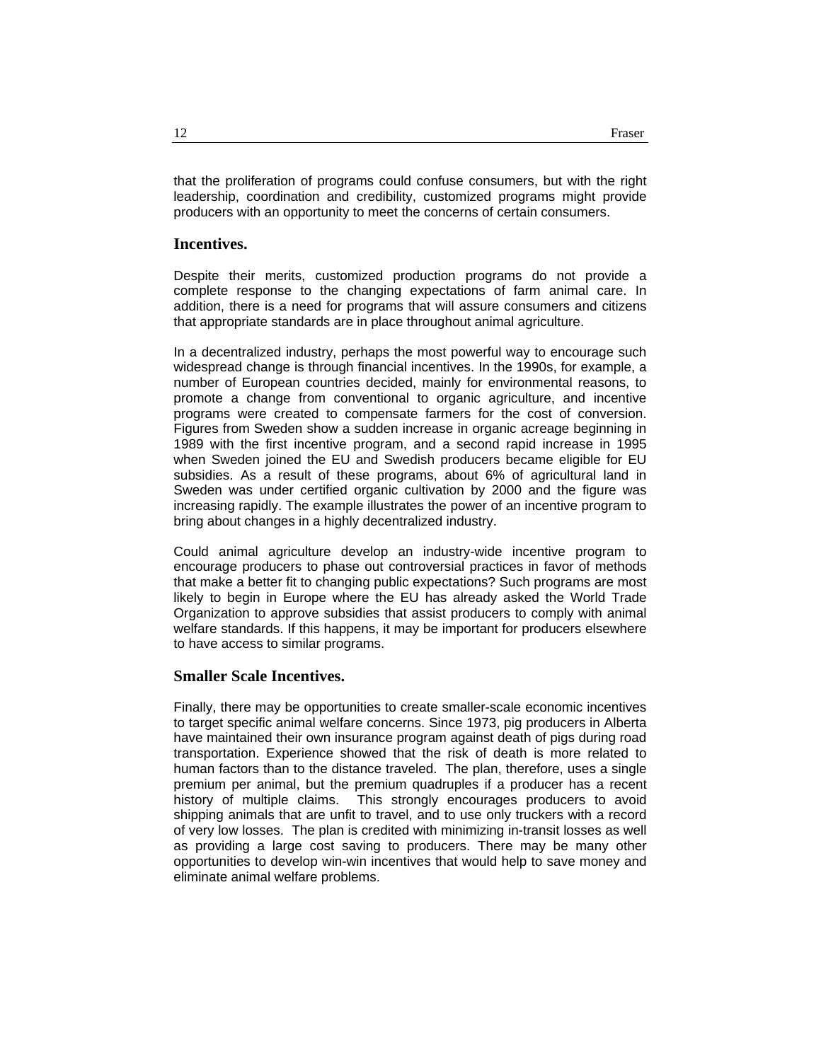that the proliferation of programs could confuse consumers, but with the right leadership, coordination and credibility, customized programs might provide producers with an opportunity to meet the concerns of certain consumers.

### Incentives.

Despite their merits, customized production programs do not provide a complete response to the changing expectations of farm animal care. In addition, there is a need for programs that will assure consumers and citizens that appropriate standards are in place throughout animal agriculture.

In a decentralized industry, perhaps the most powerful way to encourage such widespread change is through financial incentives. In the 1990s, for example, a number of European countries decided, mainly for environmental reasons, to promote a change from conventional to organic agriculture, and incentive programs were created to compensate farmers for the cost of conversion. Figures from Sweden show a sudden increase in organic acreage beginning in 1989 with the first incentive program, and a second rapid increase in 1995 when Sweden joined the EU and Swedish producers became eligible for EU subsidies. As a result of these programs, about 6% of agricultural land in Sweden was under certified organic cultivation by 2000 and the figure was increasing rapidly. The example illustrates the power of an incentive program to bring about changes in a highly decentralized industry.

Could animal agriculture develop an industry-wide incentive program to encourage producers to phase out controversial practices in favor of methods that make a better fit to changing public expectations? Such programs are most likely to begin in Europe where the EU has already asked the World Trade Organization to approve subsidies that assist producers to comply with animal welfare standards. If this happens, it may be important for producers elsewhere to have access to similar programs.

### Smaller Scale Incentives.

Finally, there may be opportunities to create smaller-scale economic incentives to target specific animal welfare concerns. Since 1973, pig producers in Alberta have maintained their own insurance program against death of pigs during road transportation. Experience showed that the risk of death is more related to human factors than to the distance traveled. The plan, therefore, uses a single premium per animal, but the premium quadruples if a producer has a recent history of multiple claims. This strongly encourages producers to avoid shipping animals that are unfit to travel, and to use only truckers with a record of very low losses. The plan is credited with minimizing in-transit losses as well as providing a large cost saving to producers. There may be many other opportunities to develop win-win incentives that would help to save money and eliminate animal welfare problems.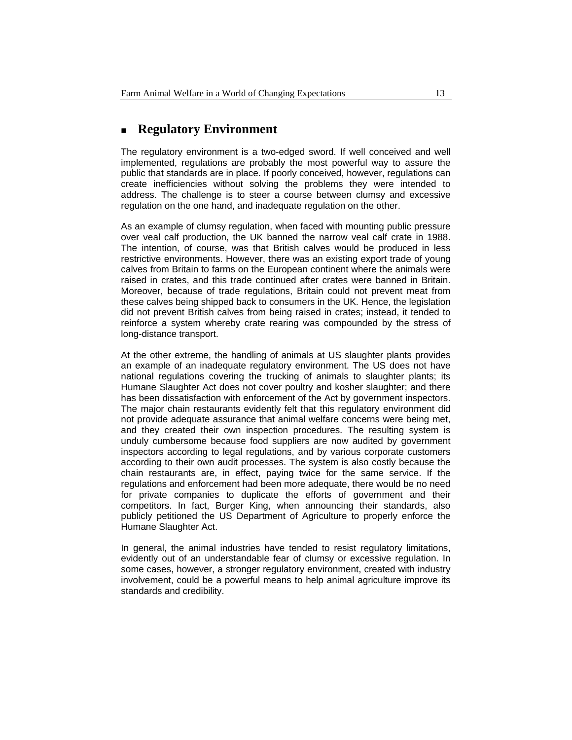## Regulatory Environment

The regulatory environment is a two-edged sword. If well conceived and well implemented, regulations are probably the most powerful way to assure the public that standards are in place. If poorly conceived, however, regulations can create inefficiencies without solving the problems they were intended to address. The challenge is to steer a course between clumsy and excessive regulation on the one hand, and inadequate regulation on the other.

As an example of clumsy regulation, when faced with mounting public pressure over veal calf production, the UK banned the narrow veal calf crate in 1988. The intention, of course, was that British calves would be produced in less restrictive environments. However, there was an existing export trade of young calves from Britain to farms on the European continent where the animals were raised in crates, and this trade continued after crates were banned in Britain. Moreover, because of trade regulations, Britain could not prevent meat from these calves being shipped back to consumers in the UK. Hence, the legislation did not prevent British calves from being raised in crates; instead, it tended to reinforce a system whereby crate rearing was compounded by the stress of long-distance transport.

At the other extreme, the handling of animals at US slaughter plants provides an example of an inadequate regulatory environment. The US does not have national regulations covering the trucking of animals to slaughter plants; its Humane Slaughter Act does not cover poultry and kosher slaughter; and there has been dissatisfaction with enforcement of the Act by government inspectors. The major chain restaurants evidently felt that this regulatory environment did not provide adequate assurance that animal welfare concerns were being met, and they created their own inspection procedures. The resulting system is unduly cumbersome because food suppliers are now audited by government inspectors according to legal regulations, and by various corporate customers according to their own audit processes. The system is also costly because the chain restaurants are, in effect, paying twice for the same service. If the regulations and enforcement had been more adequate, there would be no need for private companies to duplicate the efforts of government and their competitors. In fact, Burger King, when announcing their standards, also publicly petitioned the US Department of Agriculture to properly enforce the Humane Slaughter Act.

In general, the animal industries have tended to resist regulatory limitations, evidently out of an understandable fear of clumsy or excessive regulation. In some cases, however, a stronger regulatory environment, created with industry involvement, could be a powerful means to help animal agriculture improve its standards and credibility.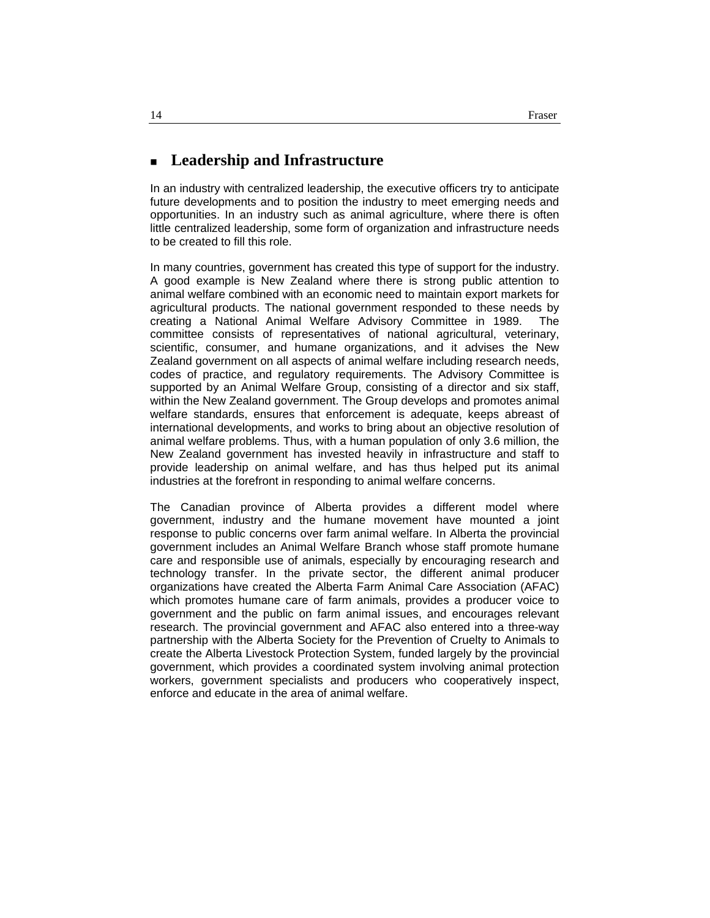## Leadership and Infrastructure

In an industry with centralized leadership, the executive officers try to anticipate future developments and to position the industry to meet emerging needs and opportunities. In an industry such as animal agriculture, where there is often little centralized leadership, some form of organization and infrastructure needs to be created to fill this role.

In many countries, government has created this type of support for the industry. A good example is New Zealand where there is strong public attention to animal welfare combined with an economic need to maintain export markets for agricultural products. The national government responded to these needs by creating a National Animal Welfare Advisory Committee in 1989. The committee consists of representatives of national agricultural, veterinary, scientific, consumer, and humane organizations, and it advises the New Zealand government on all aspects of animal welfare including research needs, codes of practice, and regulatory requirements. The Advisory Committee is supported by an Animal Welfare Group, consisting of a director and six staff, within the New Zealand government. The Group develops and promotes animal welfare standards, ensures that enforcement is adequate, keeps abreast of international developments, and works to bring about an objective resolution of animal welfare problems. Thus, with a human population of only 3.6 million, the New Zealand government has invested heavily in infrastructure and staff to provide leadership on animal welfare, and has thus helped put its animal industries at the forefront in responding to animal welfare concerns.

The Canadian province of Alberta provides a different model where government, industry and the humane movement have mounted a joint response to public concerns over farm animal welfare. In Alberta the provincial government includes an Animal Welfare Branch whose staff promote humane care and responsible use of animals, especially by encouraging research and technology transfer. In the private sector, the different animal producer organizations have created the Alberta Farm Animal Care Association (AFAC) which promotes humane care of farm animals, provides a producer voice to government and the public on farm animal issues, and encourages relevant research. The provincial government and AFAC also entered into a three-way partnership with the Alberta Society for the Prevention of Cruelty to Animals to create the Alberta Livestock Protection System, funded largely by the provincial government, which provides a coordinated system involving animal protection workers, government specialists and producers who cooperatively inspect, enforce and educate in the area of animal welfare.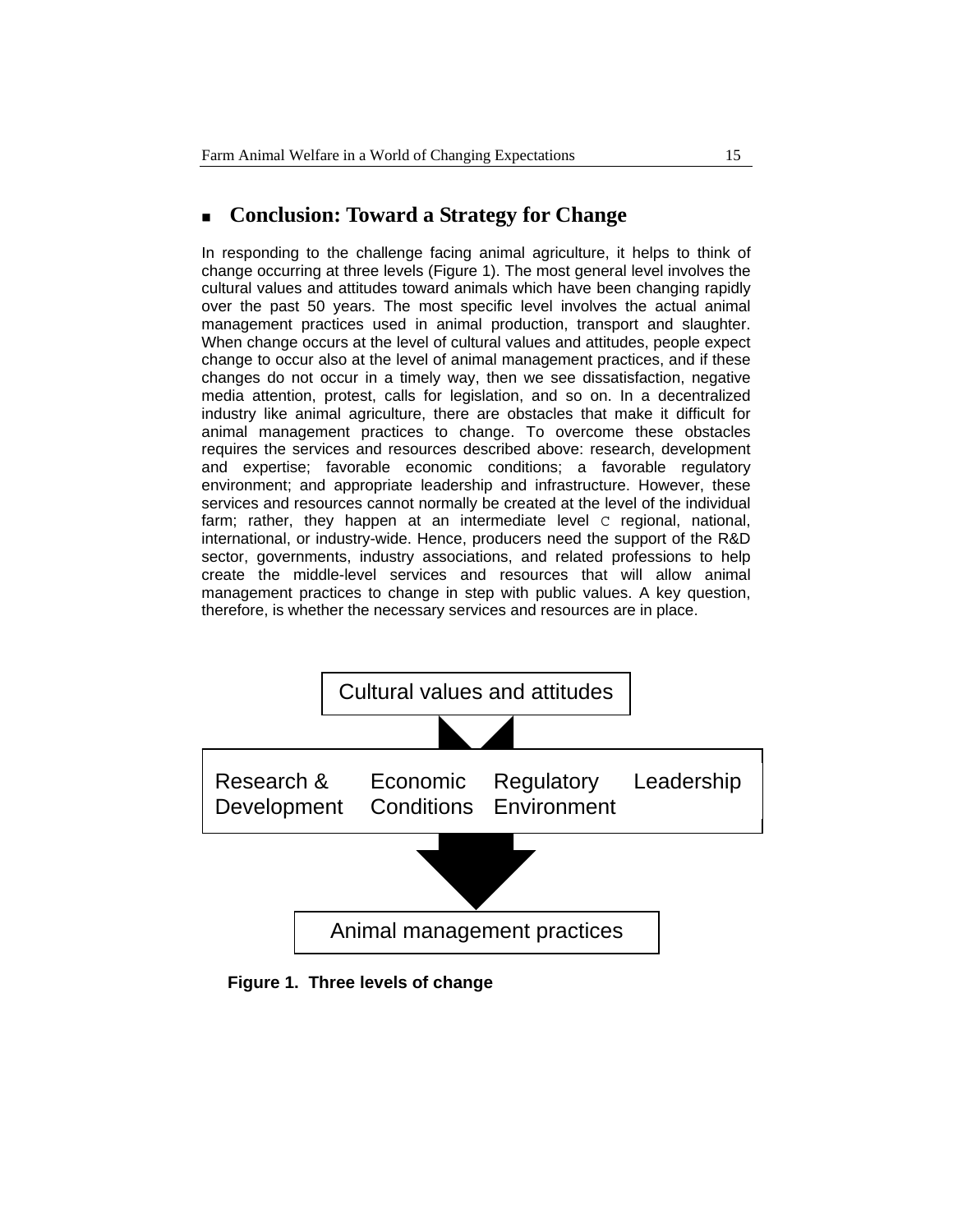## Conclusion: Toward a Strategy for Change

In responding to the challenge facing animal agriculture, it helps to think of change occurring at three levels (Figure 1). The most general level involves the cultural values and attitudes toward animals which have been changing rapidly over the past 50 years. The most specific level involves the actual animal management practices used in animal production, transport and slaughter. When change occurs at the level of cultural values and attitudes, people expect change to occur also at the level of animal management practices, and if these changes do not occur in a timely way, then we see dissatisfaction, negative media attention, protest, calls for legislation, and so on. In a decentralized industry like animal agriculture, there are obstacles that make it difficult for animal management practices to change. To overcome these obstacles requires the services and resources described above: research, development and expertise; favorable economic conditions; a favorable regulatory environment; and appropriate leadership and infrastructure. However, these services and resources cannot normally be created at the level of the individual farm; rather, they happen at an intermediate level C regional, national, international, or industry-wide. Hence, producers need the support of the R&D sector, governments, industry associations, and related professions to help create the middle-level services and resources that will allow animal management practices to change in step with public values. A key question, therefore, is whether the necessary services and resources are in place.

Cultural values and attitudes

Research & Development | Economic Conditions | Regulatory Environment | Leadership

Animal management practices

**Figure 1. Three levels of change**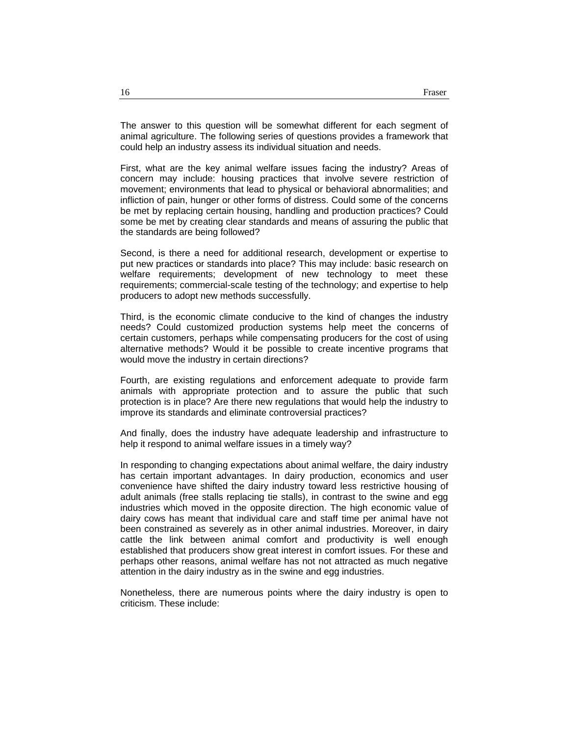The answer to this question will be somewhat different for each segment of animal agriculture. The following series of questions provides a framework that could help an industry assess its individual situation and needs.

First, what are the key animal welfare issues facing the industry? Areas of concern may include: housing practices that involve severe restriction of movement; environments that lead to physical or behavioral abnormalities; and infliction of pain, hunger or other forms of distress. Could some of the concerns be met by replacing certain housing, handling and production practices? Could some be met by creating clear standards and means of assuring the public that the standards are being followed?

Second, is there a need for additional research, development or expertise to put new practices or standards into place? This may include: basic research on welfare requirements; development of new technology to meet these requirements; commercial-scale testing of the technology; and expertise to help producers to adopt new methods successfully.

Third, is the economic climate conducive to the kind of changes the industry needs? Could customized production systems help meet the concerns of certain customers, perhaps while compensating producers for the cost of using alternative methods? Would it be possible to create incentive programs that would move the industry in certain directions?

Fourth, are existing regulations and enforcement adequate to provide farm animals with appropriate protection and to assure the public that such protection is in place? Are there new regulations that would help the industry to improve its standards and eliminate controversial practices?

And finally, does the industry have adequate leadership and infrastructure to help it respond to animal welfare issues in a timely way?

In responding to changing expectations about animal welfare, the dairy industry has certain important advantages. In dairy production, economics and user convenience have shifted the dairy industry toward less restrictive housing of adult animals (free stalls replacing tie stalls), in contrast to the swine and egg industries which moved in the opposite direction. The high economic value of dairy cows has meant that individual care and staff time per animal have not been constrained as severely as in other animal industries. Moreover, in dairy cattle the link between animal comfort and productivity is well enough established that producers show great interest in comfort issues. For these and perhaps other reasons, animal welfare has not not attracted as much negative attention in the dairy industry as in the swine and egg industries.

Nonetheless, there are numerous points where the dairy industry is open to criticism. These include: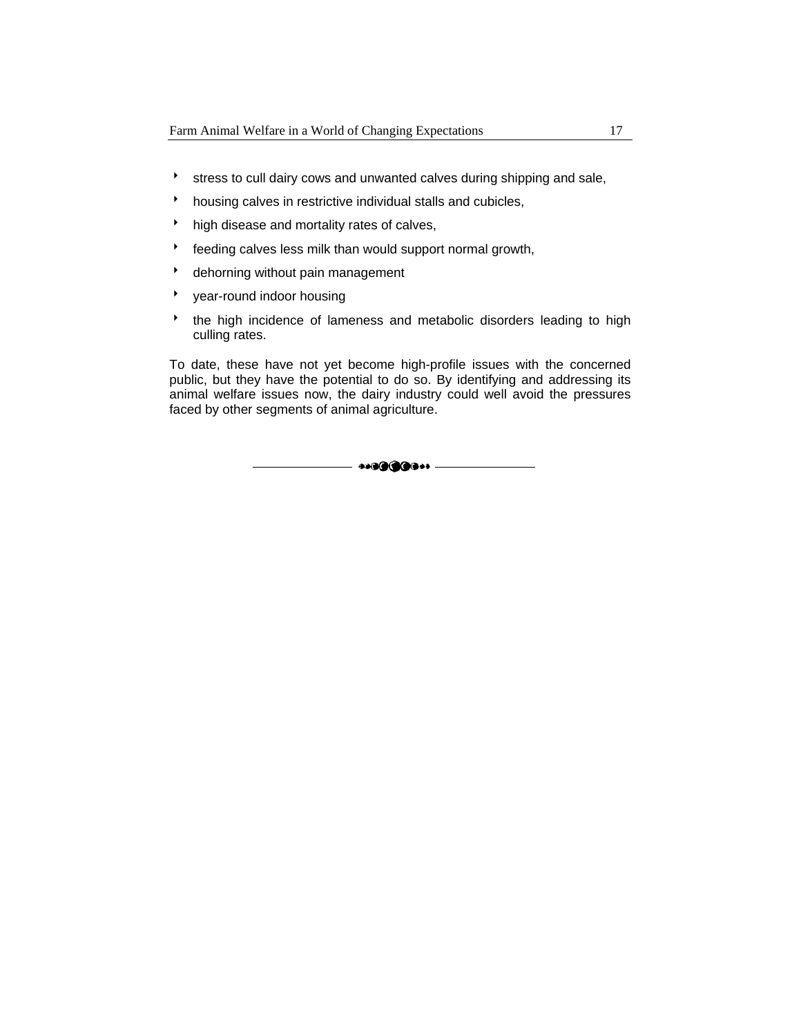- stress to cull dairy cows and unwanted calves during shipping and sale,
- housing calves in restrictive individual stalls and cubicles,
- high disease and mortality rates of calves,
- feeding calves less milk than would support normal growth,
- dehorning without pain management
- year-round indoor housing
- the high incidence of lameness and metabolic disorders leading to high culling rates.

To date, these have not yet become high-profile issues with the concerned public, but they have the potential to do so. By identifying and addressing its animal welfare issues now, the dairy industry could well avoid the pressures faced by other segments of animal agriculture.